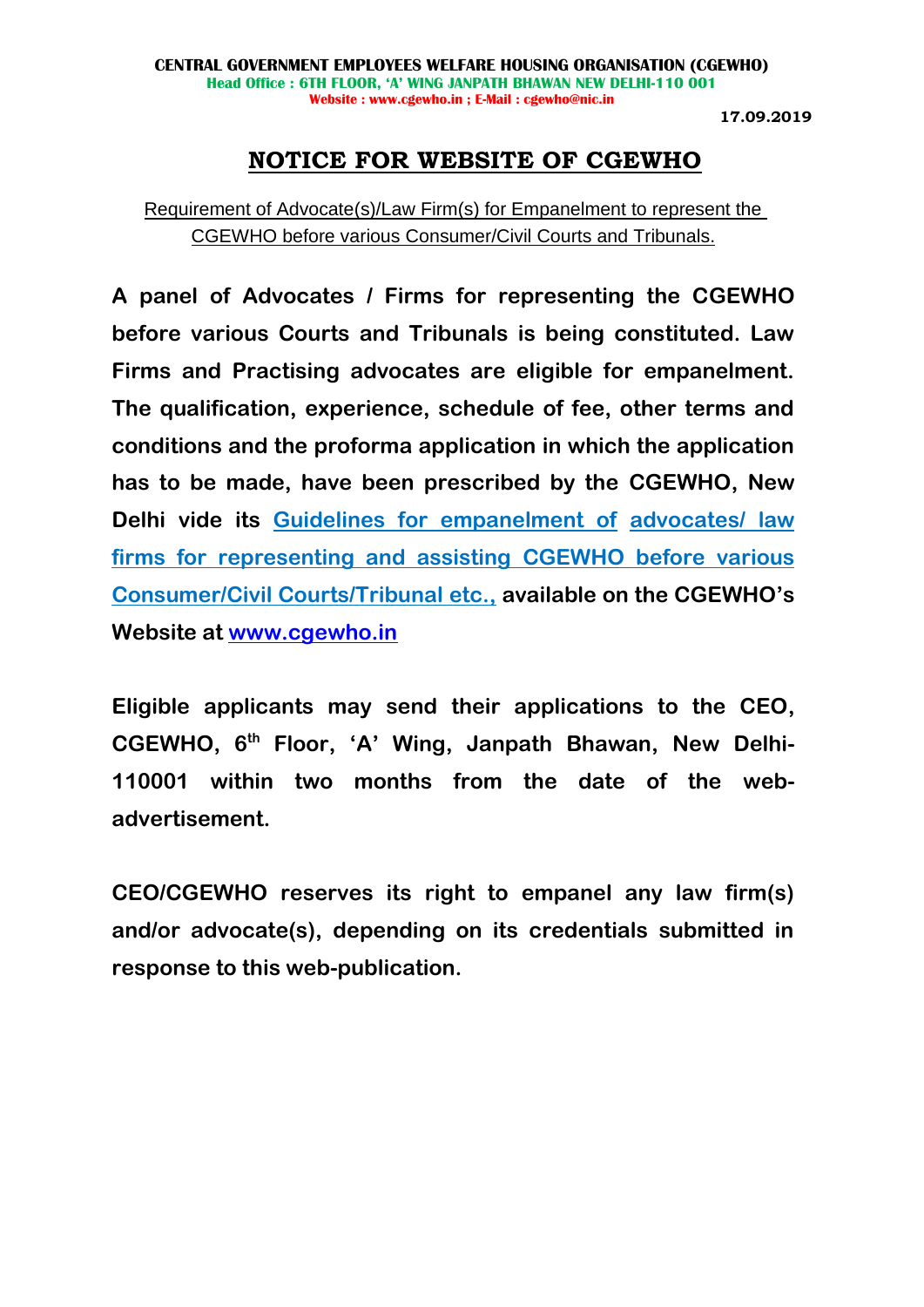**CENTRAL GOVERNMENT EMPLOYEES WELFARE HOUSING ORGANISATION (CGEWHO)**
**Head Office : 6TH FLOOR, 'A' WING JANPATH BHAWAN NEW DELHI-110 001**
**Website : www.cgewho.in ; E-Mail : cgewho@nic.in**

**17.09.2019**

# NOTICE FOR WEBSITE OF CGEWHO

Requirement of Advocate(s)/Law Firm(s) for Empanelment to represent the CGEWHO before various Consumer/Civil Courts and Tribunals.

**A panel of Advocates / Firms for representing the CGEWHO before various Courts and Tribunals is being constituted. Law Firms and Practising advocates are eligible for empanelment. The qualification, experience, schedule of fee, other terms and conditions and the proforma application in which the application has to be made, have been prescribed by the CGEWHO, New Delhi vide its Guidelines for empanelment of advocates/ law firms for representing and assisting CGEWHO before various Consumer/Civil Courts/Tribunal etc., available on the CGEWHO's Website at www.cgewho.in**

**Eligible applicants may send their applications to the CEO, CGEWHO, 6th Floor, 'A' Wing, Janpath Bhawan, New Delhi-110001 within two months from the date of the web-advertisement.**

**CEO/CGEWHO reserves its right to empanel any law firm(s) and/or advocate(s), depending on its credentials submitted in response to this web-publication.**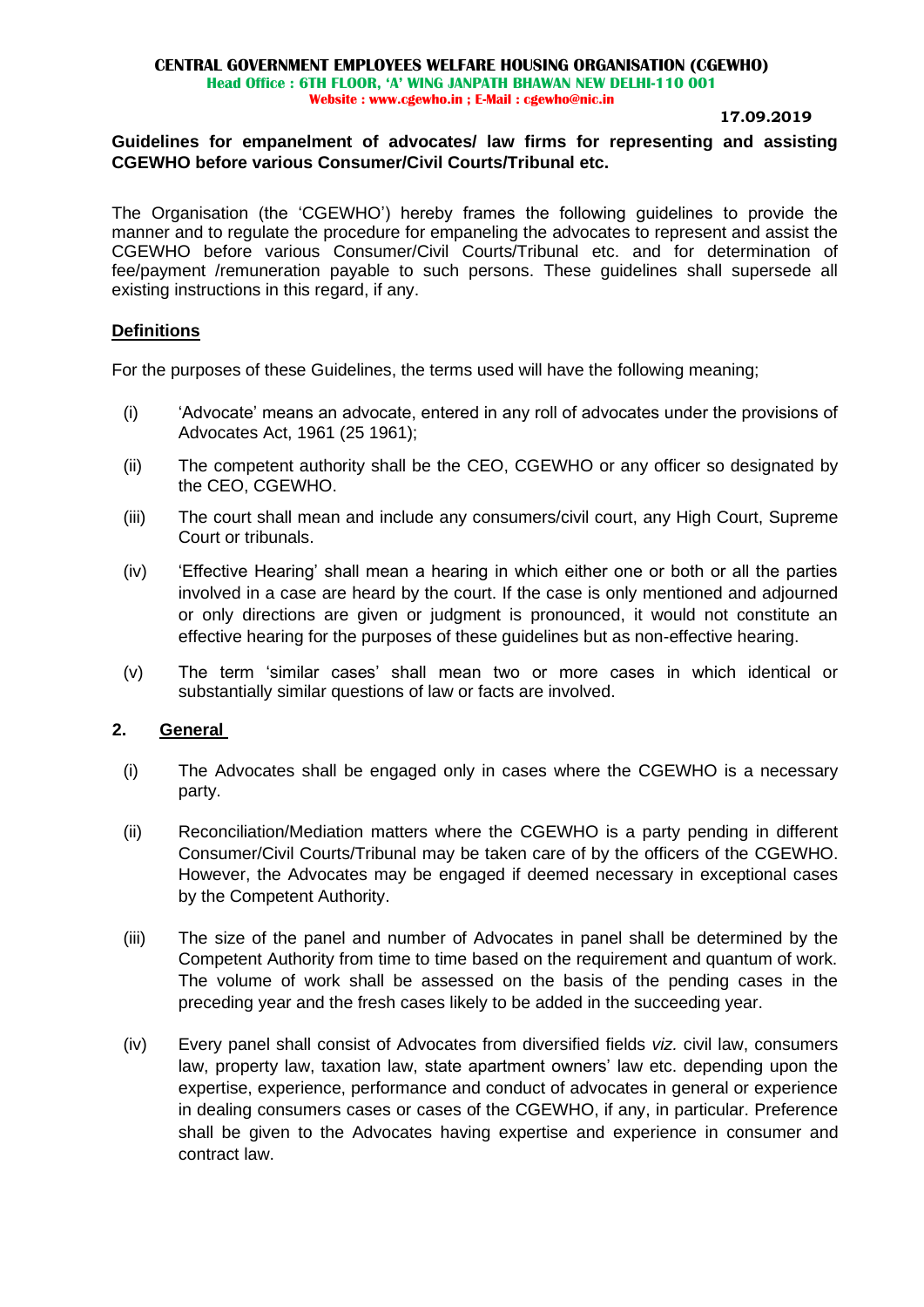**CENTRAL GOVERNMENT EMPLOYEES WELFARE HOUSING ORGANISATION (CGEWHO)**
**Head Office : 6TH FLOOR, 'A' WING JANPATH BHAWAN NEW DELHI-110 001**
**Website : www.cgewho.in ; E-Mail : cgewho@nic.in**

**17.09.2019**

**Guidelines for empanelment of advocates/ law firms for representing and assisting CGEWHO before various Consumer/Civil Courts/Tribunal etc.**

The Organisation (the 'CGEWHO') hereby frames the following guidelines to provide the manner and to regulate the procedure for empaneling the advocates to represent and assist the CGEWHO before various Consumer/Civil Courts/Tribunal etc. and for determination of fee/payment /remuneration payable to such persons. These guidelines shall supersede all existing instructions in this regard, if any.

## Definitions

For the purposes of these Guidelines, the terms used will have the following meaning;

(i) 'Advocate' means an advocate, entered in any roll of advocates under the provisions of Advocates Act, 1961 (25 1961);

(ii) The competent authority shall be the CEO, CGEWHO or any officer so designated by the CEO, CGEWHO.

(iii) The court shall mean and include any consumers/civil court, any High Court, Supreme Court or tribunals.

(iv) 'Effective Hearing' shall mean a hearing in which either one or both or all the parties involved in a case are heard by the court. If the case is only mentioned and adjourned or only directions are given or judgment is pronounced, it would not constitute an effective hearing for the purposes of these guidelines but as non-effective hearing.

(v) The term 'similar cases' shall mean two or more cases in which identical or substantially similar questions of law or facts are involved.

## 2. General

(i) The Advocates shall be engaged only in cases where the CGEWHO is a necessary party.

(ii) Reconciliation/Mediation matters where the CGEWHO is a party pending in different Consumer/Civil Courts/Tribunal may be taken care of by the officers of the CGEWHO. However, the Advocates may be engaged if deemed necessary in exceptional cases by the Competent Authority.

(iii) The size of the panel and number of Advocates in panel shall be determined by the Competent Authority from time to time based on the requirement and quantum of work. The volume of work shall be assessed on the basis of the pending cases in the preceding year and the fresh cases likely to be added in the succeeding year.

(iv) Every panel shall consist of Advocates from diversified fields *viz.* civil law, consumers law, property law, taxation law, state apartment owners' law etc. depending upon the expertise, experience, performance and conduct of advocates in general or experience in dealing consumers cases or cases of the CGEWHO, if any, in particular. Preference shall be given to the Advocates having expertise and experience in consumer and contract law.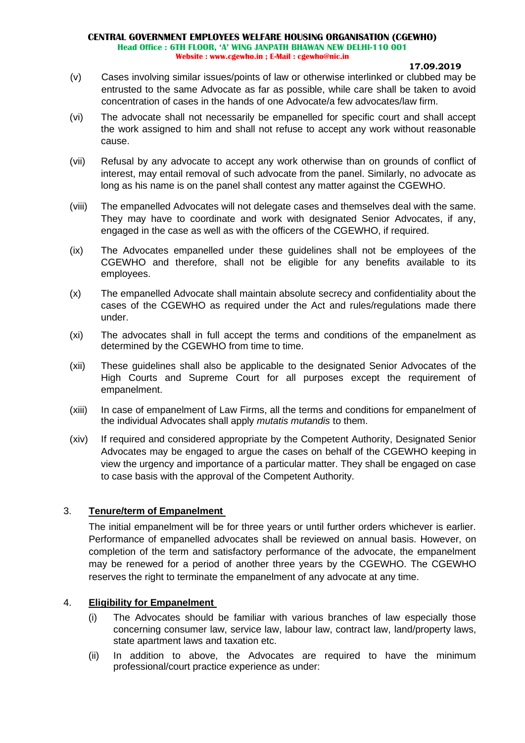(v) Cases involving similar issues/points of law or otherwise interlinked or clubbed may be entrusted to the same Advocate as far as possible, while care shall be taken to avoid concentration of cases in the hands of one Advocate/a few advocates/law firm.

(vi) The advocate shall not necessarily be empanelled for specific court and shall accept the work assigned to him and shall not refuse to accept any work without reasonable cause.

(vii) Refusal by any advocate to accept any work otherwise than on grounds of conflict of interest, may entail removal of such advocate from the panel. Similarly, no advocate as long as his name is on the panel shall contest any matter against the CGEWHO.

(viii) The empanelled Advocates will not delegate cases and themselves deal with the same. They may have to coordinate and work with designated Senior Advocates, if any, engaged in the case as well as with the officers of the CGEWHO, if required.

(ix) The Advocates empanelled under these guidelines shall not be employees of the CGEWHO and therefore, shall not be eligible for any benefits available to its employees.

(x) The empanelled Advocate shall maintain absolute secrecy and confidentiality about the cases of the CGEWHO as required under the Act and rules/regulations made there under.

(xi) The advocates shall in full accept the terms and conditions of the empanelment as determined by the CGEWHO from time to time.

(xii) These guidelines shall also be applicable to the designated Senior Advocates of the High Courts and Supreme Court for all purposes except the requirement of empanelment.

(xiii) In case of empanelment of Law Firms, all the terms and conditions for empanelment of the individual Advocates shall apply *mutatis mutandis* to them.

(xiv) If required and considered appropriate by the Competent Authority, Designated Senior Advocates may be engaged to argue the cases on behalf of the CGEWHO keeping in view the urgency and importance of a particular matter. They shall be engaged on case to case basis with the approval of the Competent Authority.

3. **Tenure/term of Empanelment**

The initial empanelment will be for three years or until further orders whichever is earlier. Performance of empanelled advocates shall be reviewed on annual basis. However, on completion of the term and satisfactory performance of the advocate, the empanelment may be renewed for a period of another three years by the CGEWHO. The CGEWHO reserves the right to terminate the empanelment of any advocate at any time.

4. **Eligibility for Empanelment**

(i) The Advocates should be familiar with various branches of law especially those concerning consumer law, service law, labour law, contract law, land/property laws, state apartment laws and taxation etc.

(ii) In addition to above, the Advocates are required to have the minimum professional/court practice experience as under: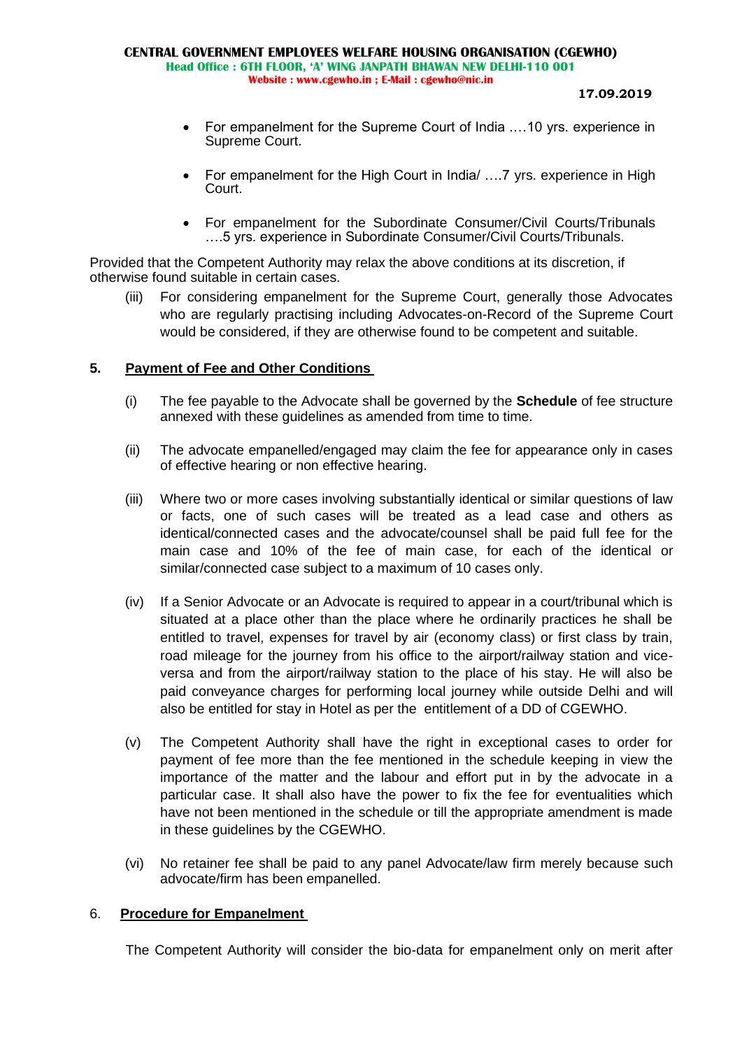- For empanelment for the Supreme Court of India ….10 yrs. experience in Supreme Court.

- For empanelment for the High Court in India/ ….7 yrs. experience in High Court.

- For empanelment for the Subordinate Consumer/Civil Courts/Tribunals ….5 yrs. experience in Subordinate Consumer/Civil Courts/Tribunals.

Provided that the Competent Authority may relax the above conditions at its discretion, if otherwise found suitable in certain cases.

(iii) For considering empanelment for the Supreme Court, generally those Advocates who are regularly practising including Advocates-on-Record of the Supreme Court would be considered, if they are otherwise found to be competent and suitable.

## 5. Payment of Fee and Other Conditions

(i) The fee payable to the Advocate shall be governed by the **Schedule** of fee structure annexed with these guidelines as amended from time to time.

(ii) The advocate empanelled/engaged may claim the fee for appearance only in cases of effective hearing or non effective hearing.

(iii) Where two or more cases involving substantially identical or similar questions of law or facts, one of such cases will be treated as a lead case and others as identical/connected cases and the advocate/counsel shall be paid full fee for the main case and 10% of the fee of main case, for each of the identical or similar/connected case subject to a maximum of 10 cases only.

(iv) If a Senior Advocate or an Advocate is required to appear in a court/tribunal which is situated at a place other than the place where he ordinarily practices he shall be entitled to travel, expenses for travel by air (economy class) or first class by train, road mileage for the journey from his office to the airport/railway station and vice-versa and from the airport/railway station to the place of his stay. He will also be paid conveyance charges for performing local journey while outside Delhi and will also be entitled for stay in Hotel as per the entitlement of a DD of CGEWHO.

(v) The Competent Authority shall have the right in exceptional cases to order for payment of fee more than the fee mentioned in the schedule keeping in view the importance of the matter and the labour and effort put in by the advocate in a particular case. It shall also have the power to fix the fee for eventualities which have not been mentioned in the schedule or till the appropriate amendment is made in these guidelines by the CGEWHO.

(vi) No retainer fee shall be paid to any panel Advocate/law firm merely because such advocate/firm has been empanelled.

## 6. Procedure for Empanelment

The Competent Authority will consider the bio-data for empanelment only on merit after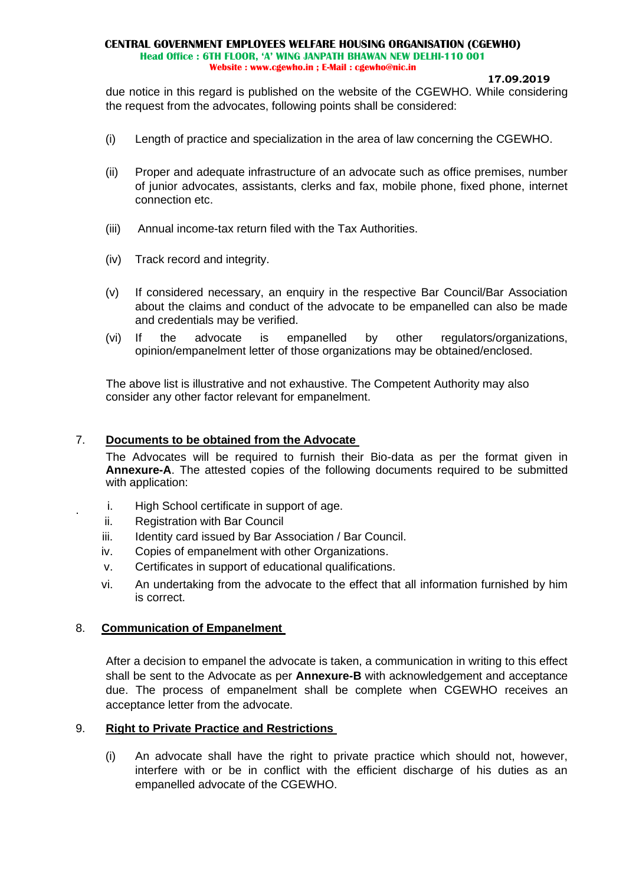due notice in this regard is published on the website of the CGEWHO. While considering the request from the advocates, following points shall be considered:

(i) Length of practice and specialization in the area of law concerning the CGEWHO.

(ii) Proper and adequate infrastructure of an advocate such as office premises, number of junior advocates, assistants, clerks and fax, mobile phone, fixed phone, internet connection etc.

(iii) Annual income-tax return filed with the Tax Authorities.

(iv) Track record and integrity.

(v) If considered necessary, an enquiry in the respective Bar Council/Bar Association about the claims and conduct of the advocate to be empanelled can also be made and credentials may be verified.

(vi) If the advocate is empanelled by other regulators/organizations, opinion/empanelment letter of those organizations may be obtained/enclosed.

The above list is illustrative and not exhaustive. The Competent Authority may also consider any other factor relevant for empanelment.

7. **Documents to be obtained from the Advocate**

The Advocates will be required to furnish their Bio-data as per the format given in **Annexure-A**. The attested copies of the following documents required to be submitted with application:

i. High School certificate in support of age.
ii. Registration with Bar Council
iii. Identity card issued by Bar Association / Bar Council.
iv. Copies of empanelment with other Organizations.
v. Certificates in support of educational qualifications.
vi. An undertaking from the advocate to the effect that all information furnished by him is correct.

8. **Communication of Empanelment**

After a decision to empanel the advocate is taken, a communication in writing to this effect shall be sent to the Advocate as per **Annexure-B** with acknowledgement and acceptance due. The process of empanelment shall be complete when CGEWHO receives an acceptance letter from the advocate.

9. **Right to Private Practice and Restrictions**

(i) An advocate shall have the right to private practice which should not, however, interfere with or be in conflict with the efficient discharge of his duties as an empanelled advocate of the CGEWHO.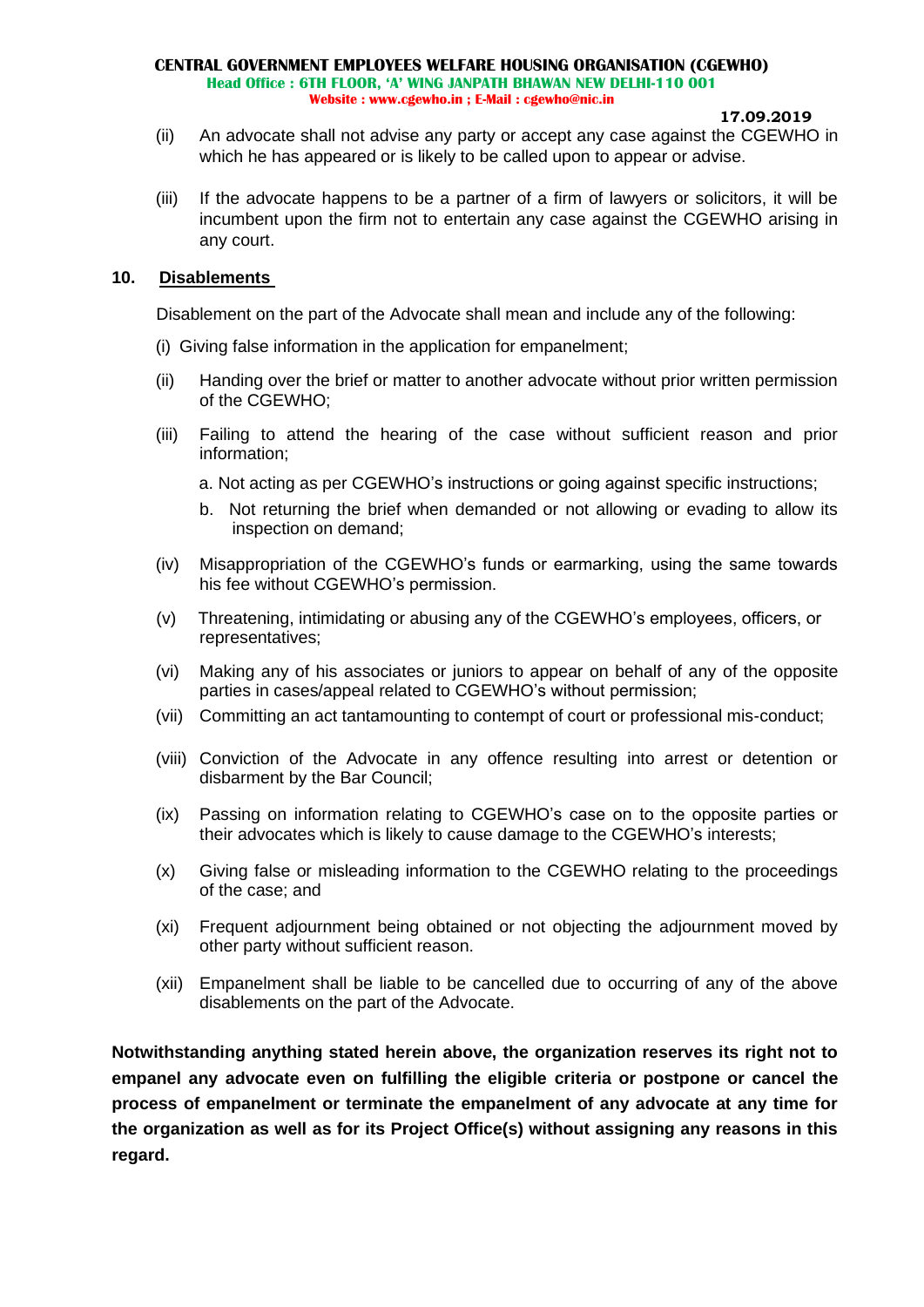(ii) An advocate shall not advise any party or accept any case against the CGEWHO in which he has appeared or is likely to be called upon to appear or advise.

(iii) If the advocate happens to be a partner of a firm of lawyers or solicitors, it will be incumbent upon the firm not to entertain any case against the CGEWHO arising in any court.

## 10. Disablements

Disablement on the part of the Advocate shall mean and include any of the following:

(i) Giving false information in the application for empanelment;

(ii) Handing over the brief or matter to another advocate without prior written permission of the CGEWHO;

(iii) Failing to attend the hearing of the case without sufficient reason and prior information;

a. Not acting as per CGEWHO's instructions or going against specific instructions;

b. Not returning the brief when demanded or not allowing or evading to allow its inspection on demand;

(iv) Misappropriation of the CGEWHO's funds or earmarking, using the same towards his fee without CGEWHO's permission.

(v) Threatening, intimidating or abusing any of the CGEWHO's employees, officers, or representatives;

(vi) Making any of his associates or juniors to appear on behalf of any of the opposite parties in cases/appeal related to CGEWHO's without permission;

(vii) Committing an act tantamounting to contempt of court or professional mis-conduct;

(viii) Conviction of the Advocate in any offence resulting into arrest or detention or disbarment by the Bar Council;

(ix) Passing on information relating to CGEWHO's case on to the opposite parties or their advocates which is likely to cause damage to the CGEWHO's interests;

(x) Giving false or misleading information to the CGEWHO relating to the proceedings of the case; and

(xi) Frequent adjournment being obtained or not objecting the adjournment moved by other party without sufficient reason.

(xii) Empanelment shall be liable to be cancelled due to occurring of any of the above disablements on the part of the Advocate.

**Notwithstanding anything stated herein above, the organization reserves its right not to empanel any advocate even on fulfilling the eligible criteria or postpone or cancel the process of empanelment or terminate the empanelment of any advocate at any time for the organization as well as for its Project Office(s) without assigning any reasons in this regard.**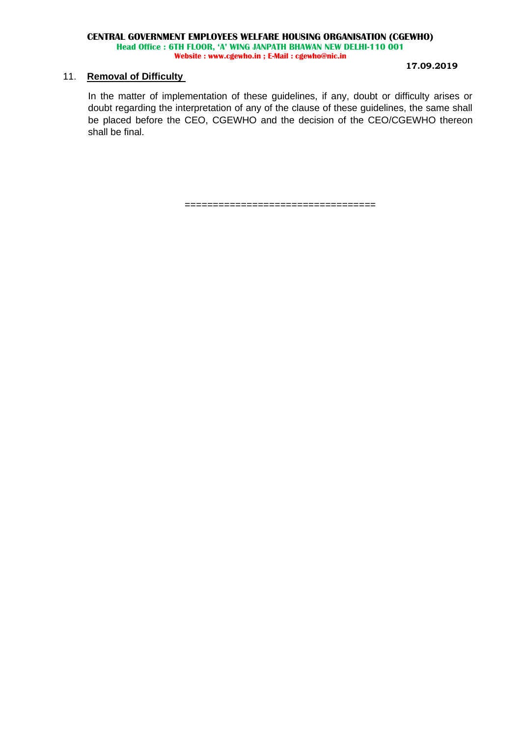## 11. **Removal of Difficulty**

In the matter of implementation of these guidelines, if any, doubt or difficulty arises or doubt regarding the interpretation of any of the clause of these guidelines, the same shall be placed before the CEO, CGEWHO and the decision of the CEO/CGEWHO thereon shall be final.

=================================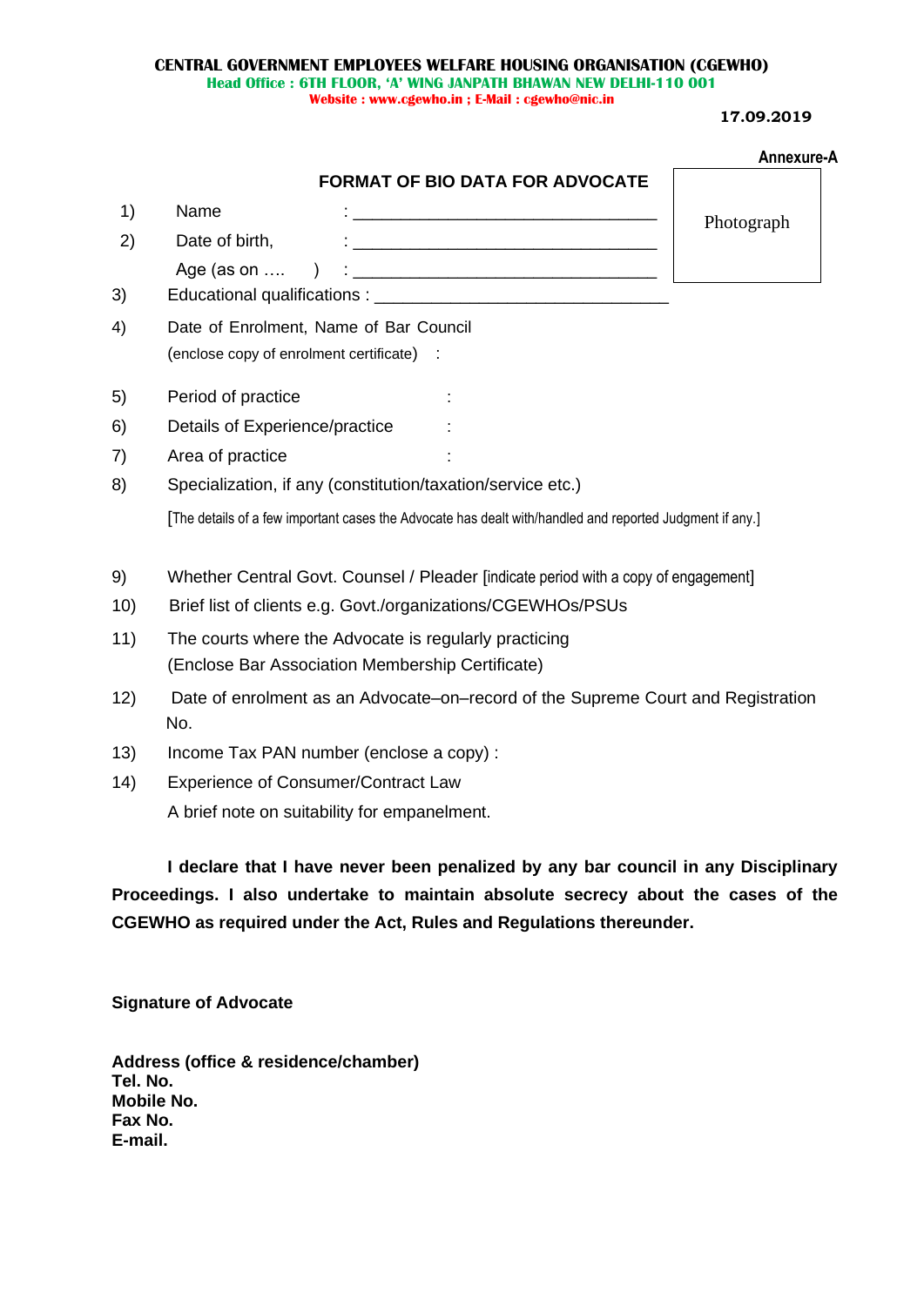**CENTRAL GOVERNMENT EMPLOYEES WELFARE HOUSING ORGANISATION (CGEWHO)**
**Head Office : 6TH FLOOR, 'A' WING JANPATH BHAWAN NEW DELHI-110 001**
**Website : www.cgewho.in ; E-Mail : cgewho@nic.in**

**17.09.2019**

**Annexure-A**

## FORMAT OF BIO DATA FOR ADVOCATE

Photograph

1) Name : ________________________________
2) Date of birth, : ________________________________
   Age (as on …. ) : ________________________________
3) Educational qualifications : ______________________________
4) Date of Enrolment, Name of Bar Council
   (enclose copy of enrolment certificate) :
5) Period of practice :
6) Details of Experience/practice :
7) Area of practice :
8) Specialization, if any (constitution/taxation/service etc.)
   [The details of a few important cases the Advocate has dealt with/handled and reported Judgment if any.]
9) Whether Central Govt. Counsel / Pleader [indicate period with a copy of engagement]
10) Brief list of clients e.g. Govt./organizations/CGEWHOs/PSUs
11) The courts where the Advocate is regularly practicing
    (Enclose Bar Association Membership Certificate)
12) Date of enrolment as an Advocate–on–record of the Supreme Court and Registration No.
13) Income Tax PAN number (enclose a copy) :
14) Experience of Consumer/Contract Law
    A brief note on suitability for empanelment.

**I declare that I have never been penalized by any bar council in any Disciplinary Proceedings. I also undertake to maintain absolute secrecy about the cases of the CGEWHO as required under the Act, Rules and Regulations thereunder.**

**Signature of Advocate**

**Address (office & residence/chamber)**
**Tel. No.**
**Mobile No.**
**Fax No.**
**E-mail.**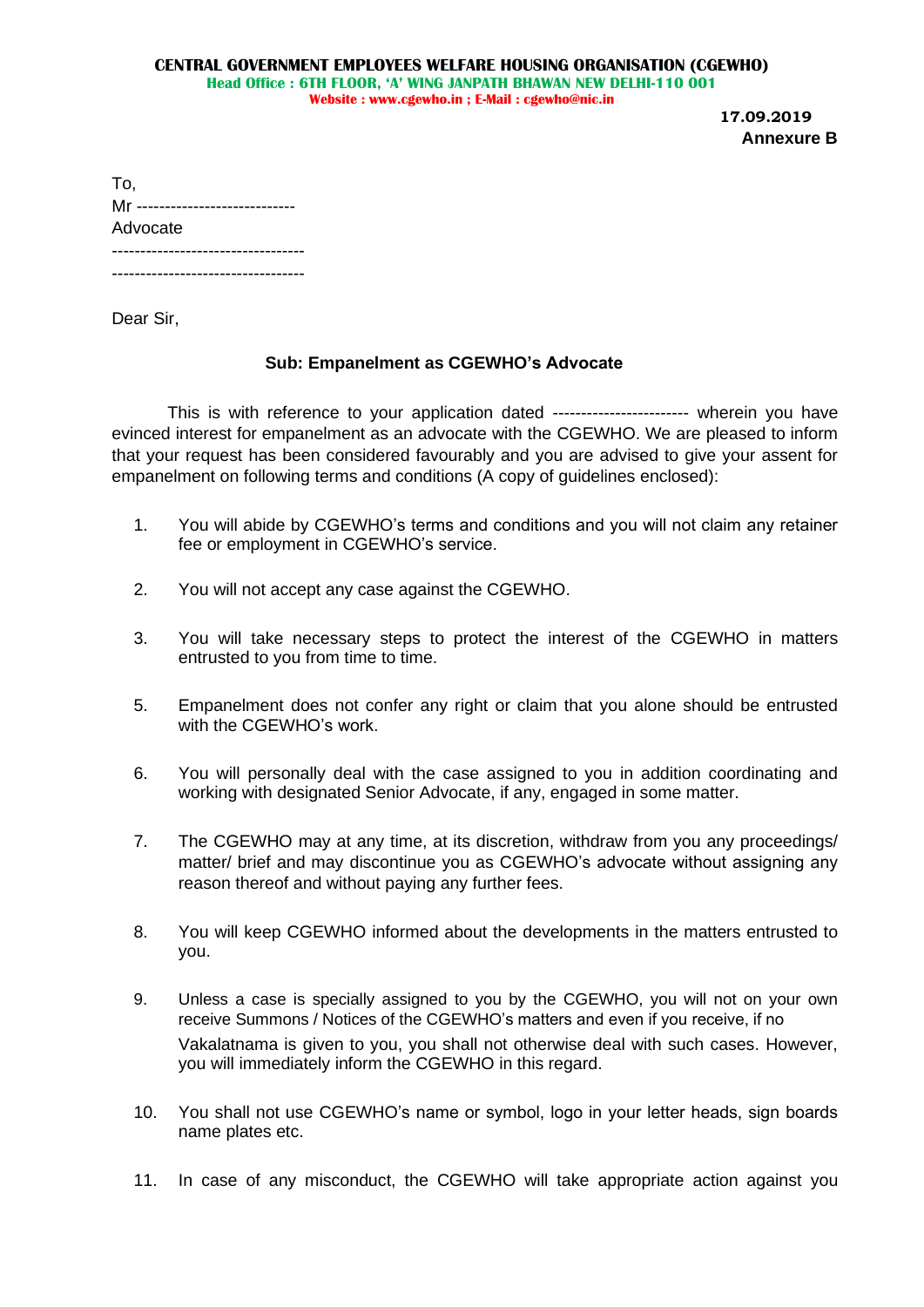**CENTRAL GOVERNMENT EMPLOYEES WELFARE HOUSING ORGANISATION (CGEWHO)**
**Head Office : 6TH FLOOR, 'A' WING JANPATH BHAWAN NEW DELHI-110 001**
**Website : www.cgewho.in ; E-Mail : cgewho@nic.in**

**17.09.2019**
**Annexure B**

To,
Mr ----------------------------
Advocate
----------------------------------
----------------------------------

Dear Sir,

**Sub: Empanelment as CGEWHO's Advocate**

This is with reference to your application dated ----------------------- wherein you have evinced interest for empanelment as an advocate with the CGEWHO. We are pleased to inform that your request has been considered favourably and you are advised to give your assent for empanelment on following terms and conditions (A copy of guidelines enclosed):

1. You will abide by CGEWHO's terms and conditions and you will not claim any retainer fee or employment in CGEWHO's service.

2. You will not accept any case against the CGEWHO.

3. You will take necessary steps to protect the interest of the CGEWHO in matters entrusted to you from time to time.

5. Empanelment does not confer any right or claim that you alone should be entrusted with the CGEWHO's work.

6. You will personally deal with the case assigned to you in addition coordinating and working with designated Senior Advocate, if any, engaged in some matter.

7. The CGEWHO may at any time, at its discretion, withdraw from you any proceedings/ matter/ brief and may discontinue you as CGEWHO's advocate without assigning any reason thereof and without paying any further fees.

8. You will keep CGEWHO informed about the developments in the matters entrusted to you.

9. Unless a case is specially assigned to you by the CGEWHO, you will not on your own receive Summons / Notices of the CGEWHO's matters and even if you receive, if no Vakalatnama is given to you, you shall not otherwise deal with such cases. However, you will immediately inform the CGEWHO in this regard.

10. You shall not use CGEWHO's name or symbol, logo in your letter heads, sign boards name plates etc.

11. In case of any misconduct, the CGEWHO will take appropriate action against you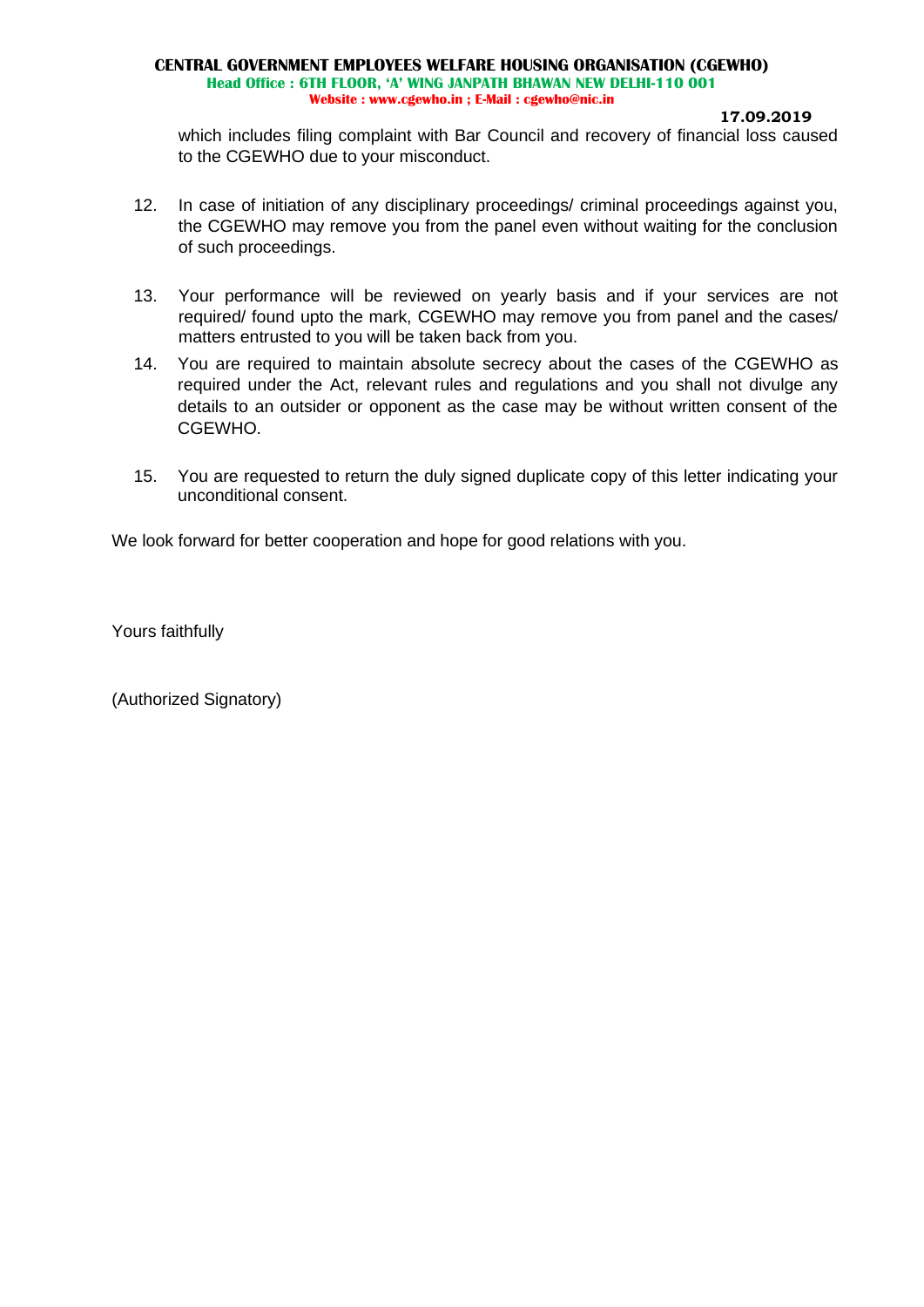which includes filing complaint with Bar Council and recovery of financial loss caused to the CGEWHO due to your misconduct.

12. In case of initiation of any disciplinary proceedings/ criminal proceedings against you, the CGEWHO may remove you from the panel even without waiting for the conclusion of such proceedings.

13. Your performance will be reviewed on yearly basis and if your services are not required/ found upto the mark, CGEWHO may remove you from panel and the cases/ matters entrusted to you will be taken back from you.

14. You are required to maintain absolute secrecy about the cases of the CGEWHO as required under the Act, relevant rules and regulations and you shall not divulge any details to an outsider or opponent as the case may be without written consent of the CGEWHO.

15. You are requested to return the duly signed duplicate copy of this letter indicating your unconditional consent.

We look forward for better cooperation and hope for good relations with you.

Yours faithfully

(Authorized Signatory)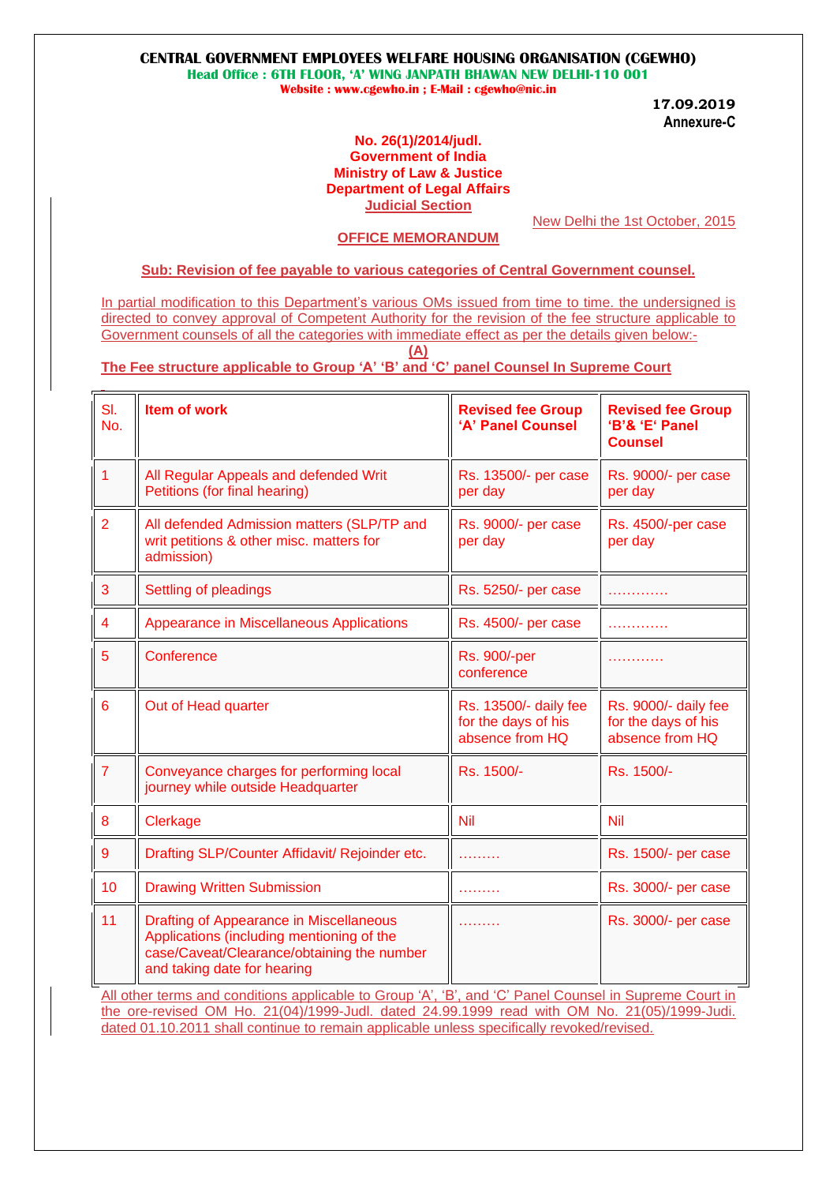**CENTRAL GOVERNMENT EMPLOYEES WELFARE HOUSING ORGANISATION (CGEWHO)**
**Head Office : 6TH FLOOR, 'A' WING JANPATH BHAWAN NEW DELHI-110 001**
**Website : www.cgewho.in ; E-Mail : cgewho@nic.in**

**17.09.2019**
**Annexure-C**

**No. 26(1)/2014/judl.**
**Government of India**
**Ministry of Law & Justice**
**Department of Legal Affairs**
**Judicial Section**

New Delhi the 1st October, 2015

**OFFICE MEMORANDUM**

**Sub: Revision of fee payable to various categories of Central Government counsel.**

In partial modification to this Department's various OMs issued from time to time. the undersigned is directed to convey approval of Competent Authority for the revision of the fee structure applicable to Government counsels of all the categories with immediate effect as per the details given below:-

**(A)**

**The Fee structure applicable to Group 'A' 'B' and 'C' panel Counsel In Supreme Court**

| Sl. No. | Item of work | Revised fee Group 'A' Panel Counsel | Revised fee Group 'B'& 'E' Panel Counsel |
|---|---|---|---|
| 1 | All Regular Appeals and defended Writ Petitions (for final hearing) | Rs. 13500/- per case per day | Rs. 9000/- per case per day |
| 2 | All defended Admission matters (SLP/TP and writ petitions & other misc. matters for admission) | Rs. 9000/- per case per day | Rs. 4500/-per case per day |
| 3 | Settling of pleadings | Rs. 5250/- per case | ………… |
| 4 | Appearance in Miscellaneous Applications | Rs. 4500/- per case | ………… |
| 5 | Conference | Rs. 900/-per conference | ………… |
| 6 | Out of Head quarter | Rs. 13500/- daily fee for the days of his absence from HQ | Rs. 9000/- daily fee for the days of his absence from HQ |
| 7 | Conveyance charges for performing local journey while outside Headquarter | Rs. 1500/- | Rs. 1500/- |
| 8 | Clerkage | Nil | Nil |
| 9 | Drafting SLP/Counter Affidavit/ Rejoinder etc. | ……… | Rs. 1500/- per case |
| 10 | Drawing Written Submission | ……… | Rs. 3000/- per case |
| 11 | Drafting of Appearance in Miscellaneous Applications (including mentioning of the case/Caveat/Clearance/obtaining the number and taking date for hearing | ……… | Rs. 3000/- per case |

All other terms and conditions applicable to Group 'A', 'B', and 'C' Panel Counsel in Supreme Court in the ore-revised OM Ho. 21(04)/1999-Judl. dated 24.99.1999 read with OM No. 21(05)/1999-Judi. dated 01.10.2011 shall continue to remain applicable unless specifically revoked/revised.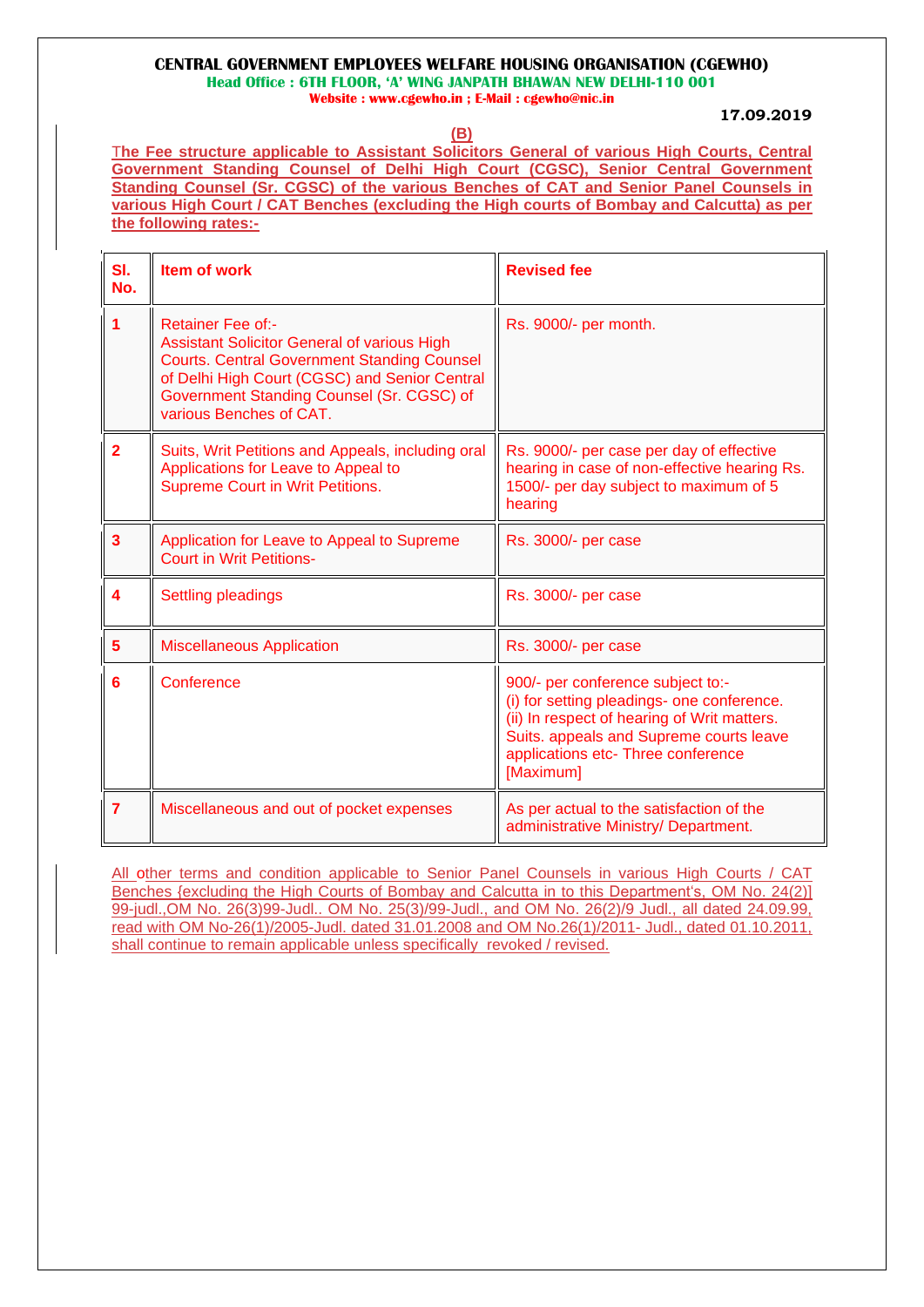**CENTRAL GOVERNMENT EMPLOYEES WELFARE HOUSING ORGANISATION (CGEWHO)**
**Head Office : 6TH FLOOR, 'A' WING JANPATH BHAWAN NEW DELHI-110 001**
**Website : www.cgewho.in ; E-Mail : cgewho@nic.in**

**17.09.2019**

**(B)**

**The Fee structure applicable to Assistant Solicitors General of various High Courts, Central Government Standing Counsel of Delhi High Court (CGSC), Senior Central Government Standing Counsel (Sr. CGSC) of the various Benches of CAT and Senior Panel Counsels in various High Court / CAT Benches (excluding the High courts of Bombay and Calcutta) as per the following rates:-**

| Sl. No. | Item of work | Revised fee |
|---|---|---|
| 1 | Retainer Fee of:- Assistant Solicitor General of various High Courts. Central Government Standing Counsel of Delhi High Court (CGSC) and Senior Central Government Standing Counsel (Sr. CGSC) of various Benches of CAT. | Rs. 9000/- per month. |
| 2 | Suits, Writ Petitions and Appeals, including oral Applications for Leave to Appeal to Supreme Court in Writ Petitions. | Rs. 9000/- per case per day of effective hearing in case of non-effective hearing Rs. 1500/- per day subject to maximum of 5 hearing |
| 3 | Application for Leave to Appeal to Supreme Court in Writ Petitions- | Rs. 3000/- per case |
| 4 | Settling pleadings | Rs. 3000/- per case |
| 5 | Miscellaneous Application | Rs. 3000/- per case |
| 6 | Conference | 900/- per conference subject to:- (i) for setting pleadings- one conference. (ii) In respect of hearing of Writ matters. Suits. appeals and Supreme courts leave applications etc- Three conference [Maximum] |
| 7 | Miscellaneous and out of pocket expenses | As per actual to the satisfaction of the administrative Ministry/ Department. |

All other terms and condition applicable to Senior Panel Counsels in various High Courts / CAT Benches {excluding the High Courts of Bombay and Calcutta in to this Department's, OM No. 24(2)] 99-judl.,OM No. 26(3)99-Judl.. OM No. 25(3)/99-Judl., and OM No. 26(2)/9 Judl., all dated 24.09.99, read with OM No-26(1)/2005-Judl. dated 31.01.2008 and OM No.26(1)/2011- Judl., dated 01.10.2011, shall continue to remain applicable unless specifically revoked / revised.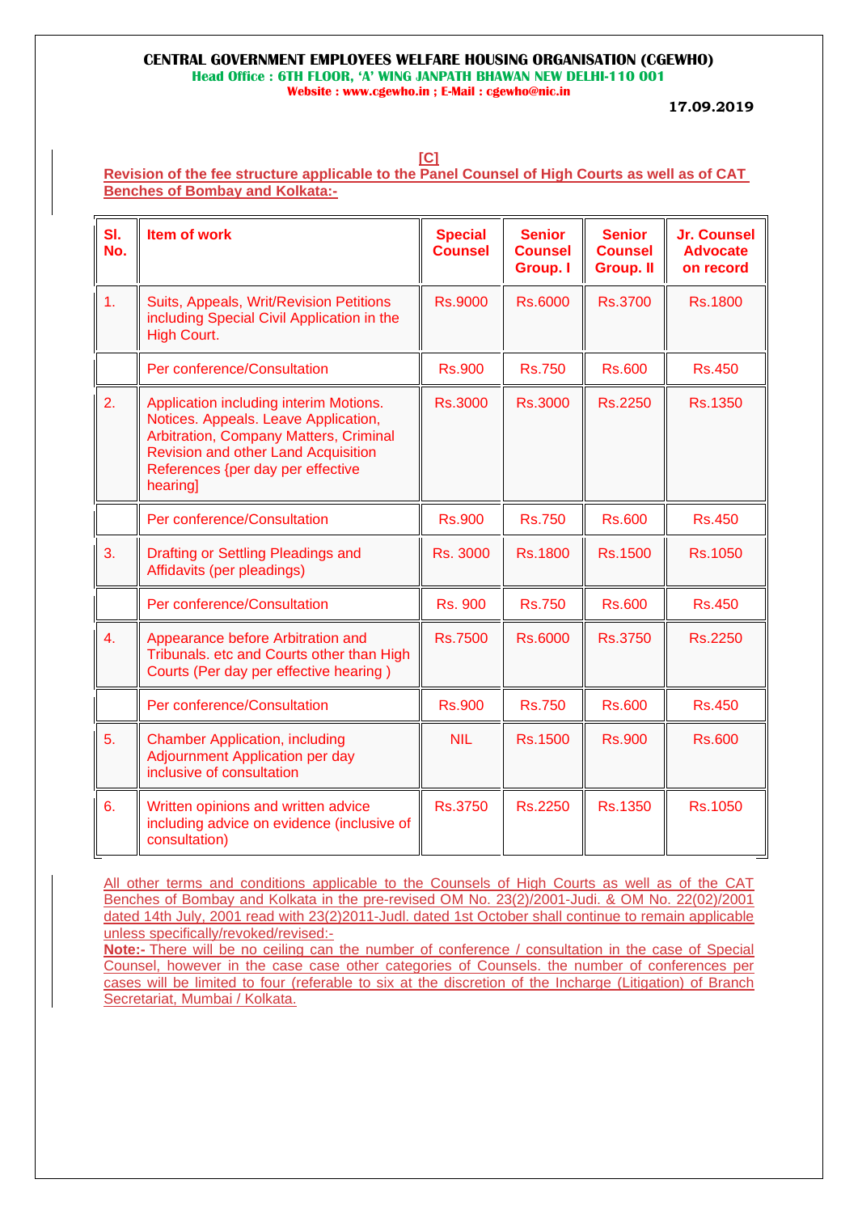**CENTRAL GOVERNMENT EMPLOYEES WELFARE HOUSING ORGANISATION (CGEWHO)**
**Head Office : 6TH FLOOR, 'A' WING JANPATH BHAWAN NEW DELHI-110 001**
**Website : www.cgewho.in ; E-Mail : cgewho@nic.in**

**17.09.2019**

**[C]**

**Revision of the fee structure applicable to the Panel Counsel of High Courts as well as of CAT Benches of Bombay and Kolkata:-**

| Sl. No. | Item of work | Special Counsel | Senior Counsel Group. I | Senior Counsel Group. II | Jr. Counsel Advocate on record |
|---|---|---|---|---|---|
| 1. | Suits, Appeals, Writ/Revision Petitions including Special Civil Application in the High Court. | Rs.9000 | Rs.6000 | Rs.3700 | Rs.1800 |
| | Per conference/Consultation | Rs.900 | Rs.750 | Rs.600 | Rs.450 |
| 2. | Application including interim Motions. Notices. Appeals. Leave Application, Arbitration, Company Matters, Criminal Revision and other Land Acquisition References {per day per effective hearing] | Rs.3000 | Rs.3000 | Rs.2250 | Rs.1350 |
| | Per conference/Consultation | Rs.900 | Rs.750 | Rs.600 | Rs.450 |
| 3. | Drafting or Settling Pleadings and Affidavits (per pleadings) | Rs. 3000 | Rs.1800 | Rs.1500 | Rs.1050 |
| | Per conference/Consultation | Rs. 900 | Rs.750 | Rs.600 | Rs.450 |
| 4. | Appearance before Arbitration and Tribunals. etc and Courts other than High Courts (Per day per effective hearing ) | Rs.7500 | Rs.6000 | Rs.3750 | Rs.2250 |
| | Per conference/Consultation | Rs.900 | Rs.750 | Rs.600 | Rs.450 |
| 5. | Chamber Application, including Adjournment Application per day inclusive of consultation | NIL | Rs.1500 | Rs.900 | Rs.600 |
| 6. | Written opinions and written advice including advice on evidence (inclusive of consultation) | Rs.3750 | Rs.2250 | Rs.1350 | Rs.1050 |

All other terms and conditions applicable to the Counsels of High Courts as well as of the CAT Benches of Bombay and Kolkata in the pre-revised OM No. 23(2)/2001-Judi. & OM No. 22(02)/2001 dated 14th July, 2001 read with 23(2)2011-Judl. dated 1st October shall continue to remain applicable unless specifically/revoked/revised:-

**Note:-** There will be no ceiling can the number of conference / consultation in the case of Special Counsel, however in the case case other categories of Counsels. the number of conferences per cases will be limited to four (referable to six at the discretion of the Incharge (Litigation) of Branch Secretariat, Mumbai / Kolkata.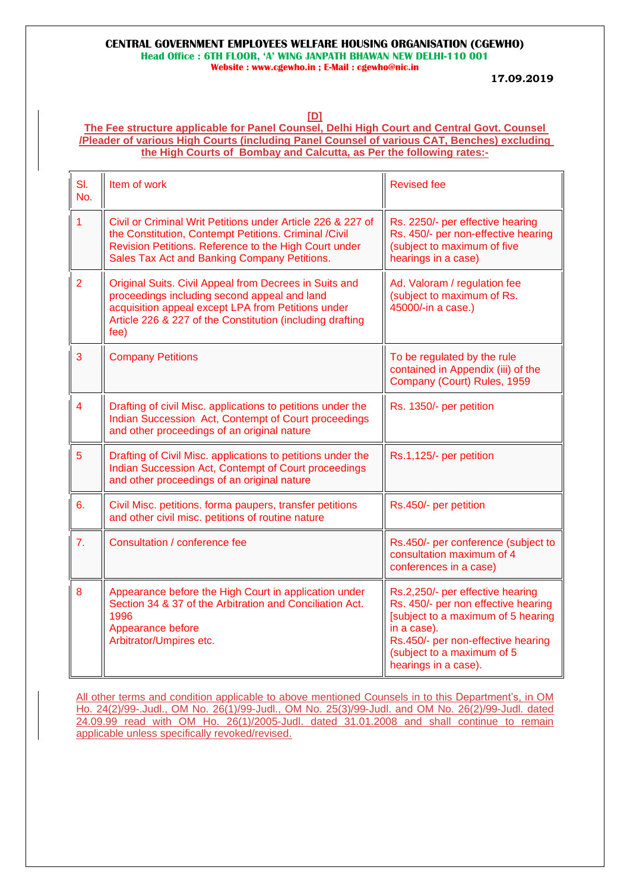**CENTRAL GOVERNMENT EMPLOYEES WELFARE HOUSING ORGANISATION (CGEWHO)**
**Head Office : 6TH FLOOR, 'A' WING JANPATH BHAWAN NEW DELHI-110 001**
**Website : www.cgewho.in ; E-Mail : cgewho@nic.in**

**17.09.2019**

**[D]**

**The Fee structure applicable for Panel Counsel, Delhi High Court and Central Govt. Counsel /Pleader of various High Courts (including Panel Counsel of various CAT, Benches) excluding the High Courts of Bombay and Calcutta, as Per the following rates:-**

| Sl. No. | Item of work | Revised fee |
|---|---|---|
| 1 | Civil or Criminal Writ Petitions under Article 226 & 227 of the Constitution, Contempt Petitions. Criminal /Civil Revision Petitions. Reference to the High Court under Sales Tax Act and Banking Company Petitions. | Rs. 2250/- per effective hearing Rs. 450/- per non-effective hearing (subject to maximum of five hearings in a case) |
| 2 | Original Suits. Civil Appeal from Decrees in Suits and proceedings including second appeal and land acquisition appeal except LPA from Petitions under Article 226 & 227 of the Constitution (including drafting fee) | Ad. Valoram / regulation fee (subject to maximum of Rs. 45000/-in a case.) |
| 3 | Company Petitions | To be regulated by the rule contained in Appendix (iii) of the Company (Court) Rules, 1959 |
| 4 | Drafting of civil Misc. applications to petitions under the Indian Succession Act, Contempt of Court proceedings and other proceedings of an original nature | Rs. 1350/- per petition |
| 5 | Drafting of Civil Misc. applications to petitions under the Indian Succession Act, Contempt of Court proceedings and other proceedings of an original nature | Rs.1,125/- per petition |
| 6. | Civil Misc. petitions. forma paupers, transfer petitions and other civil misc. petitions of routine nature | Rs.450/- per petition |
| 7. | Consultation / conference fee | Rs.450/- per conference (subject to consultation maximum of 4 conferences in a case) |
| 8 | Appearance before the High Court in application under Section 34 & 37 of the Arbitration and Conciliation Act. 1996<br>Appearance before Arbitrator/Umpires etc. | Rs.2,250/- per effective hearing Rs. 450/- per non effective hearing [subject to a maximum of 5 hearing in a case).<br>Rs.450/- per non-effective hearing (subject to a maximum of 5 hearings in a case). |

All other terms and condition applicable to above mentioned Counsels in to this Department's, in OM Ho. 24(2)/99-.Judl., OM No. 26(1)/99-Judl., OM No. 25(3)/99-Judl. and OM No. 26(2)/99-Judl. dated 24.09.99 read with OM Ho. 26(1)/2005-Judl. dated 31.01.2008 and shall continue to remain applicable unless specifically revoked/revised.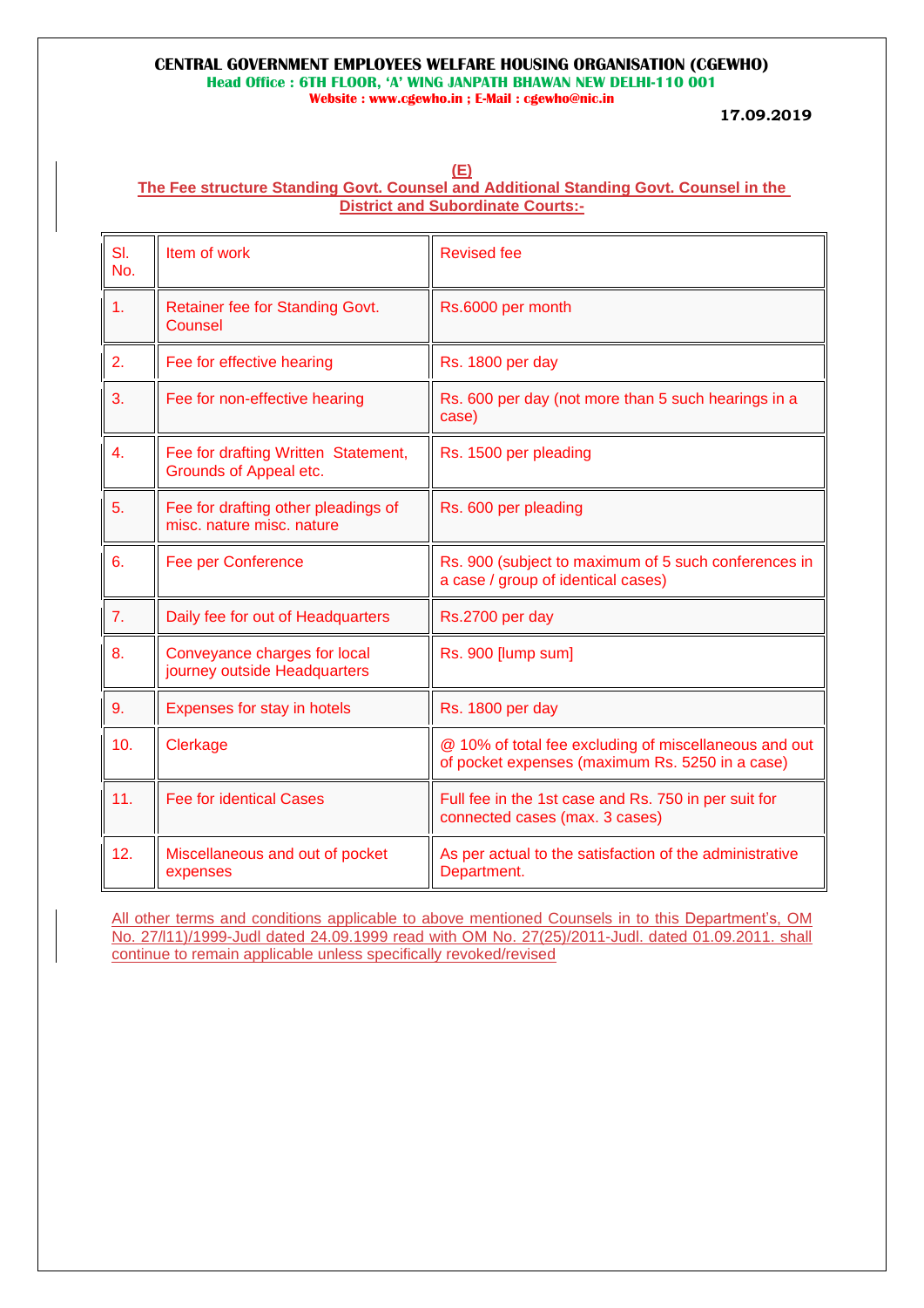**CENTRAL GOVERNMENT EMPLOYEES WELFARE HOUSING ORGANISATION (CGEWHO)**
**Head Office : 6TH FLOOR, 'A' WING JANPATH BHAWAN NEW DELHI-110 001**
**Website : www.cgewho.in ; E-Mail : cgewho@nic.in**

**17.09.2019**

## (E)
## The Fee structure Standing Govt. Counsel and Additional Standing Govt. Counsel in the District and Subordinate Courts:-

| Sl. No. | Item of work | Revised fee |
|---|---|---|
| 1. | Retainer fee for Standing Govt. Counsel | Rs.6000 per month |
| 2. | Fee for effective hearing | Rs. 1800 per day |
| 3. | Fee for non-effective hearing | Rs. 600 per day (not more than 5 such hearings in a case) |
| 4. | Fee for drafting Written Statement, Grounds of Appeal etc. | Rs. 1500 per pleading |
| 5. | Fee for drafting other pleadings of misc. nature misc. nature | Rs. 600 per pleading |
| 6. | Fee per Conference | Rs. 900 (subject to maximum of 5 such conferences in a case / group of identical cases) |
| 7. | Daily fee for out of Headquarters | Rs.2700 per day |
| 8. | Conveyance charges for local journey outside Headquarters | Rs. 900 [lump sum] |
| 9. | Expenses for stay in hotels | Rs. 1800 per day |
| 10. | Clerkage | @ 10% of total fee excluding of miscellaneous and out of pocket expenses (maximum Rs. 5250 in a case) |
| 11. | Fee for identical Cases | Full fee in the 1st case and Rs. 750 in per suit for connected cases (max. 3 cases) |
| 12. | Miscellaneous and out of pocket expenses | As per actual to the satisfaction of the administrative Department. |

All other terms and conditions applicable to above mentioned Counsels in to this Department's, OM No. 27/l11)/1999-Judl dated 24.09.1999 read with OM No. 27(25)/2011-Judl. dated 01.09.2011. shall continue to remain applicable unless specifically revoked/revised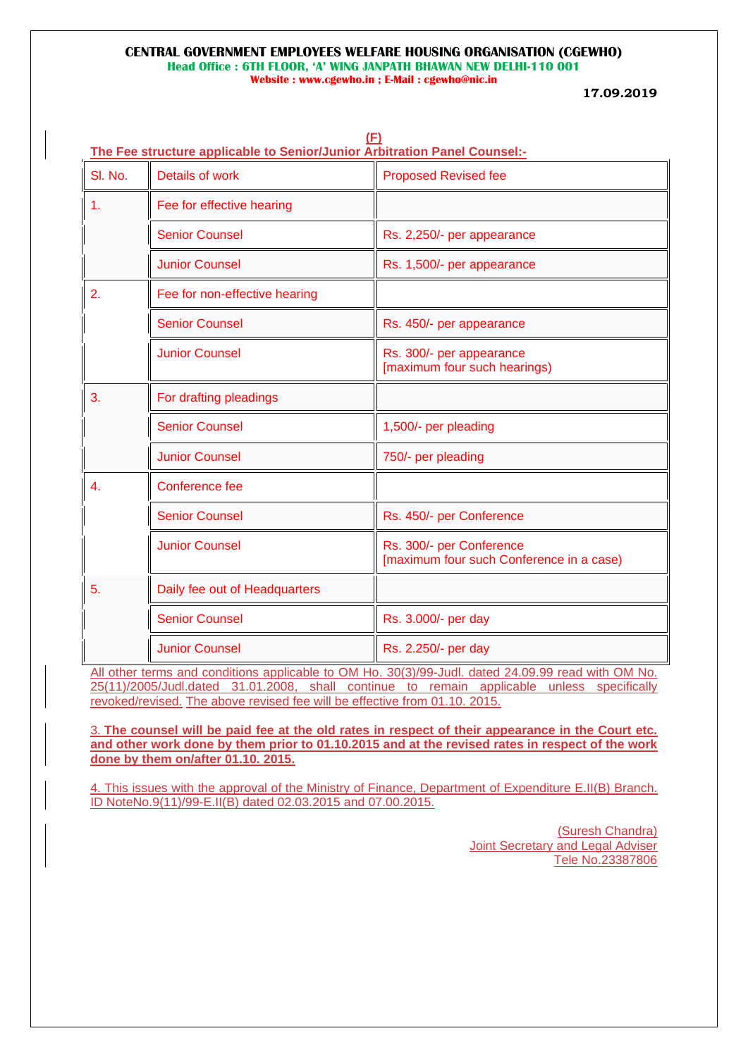**CENTRAL GOVERNMENT EMPLOYEES WELFARE HOUSING ORGANISATION (CGEWHO)**
**Head Office : 6TH FLOOR, 'A' WING JANPATH BHAWAN NEW DELHI-110 001**
**Website : www.cgewho.in ; E-Mail : cgewho@nic.in**

**17.09.2019**

**(F)**

**The Fee structure applicable to Senior/Junior Arbitration Panel Counsel:-**

| Sl. No. | Details of work | Proposed Revised fee |
|---|---|---|
| 1. | Fee for effective hearing | |
| | Senior Counsel | Rs. 2,250/- per appearance |
| | Junior Counsel | Rs. 1,500/- per appearance |
| 2. | Fee for non-effective hearing | |
| | Senior Counsel | Rs. 450/- per appearance |
| | Junior Counsel | Rs. 300/- per appearance [maximum four such hearings) |
| 3. | For drafting pleadings | |
| | Senior Counsel | 1,500/- per pleading |
| | Junior Counsel | 750/- per pleading |
| 4. | Conference fee | |
| | Senior Counsel | Rs. 450/- per Conference |
| | Junior Counsel | Rs. 300/- per Conference [maximum four such Conference in a case) |
| 5. | Daily fee out of Headquarters | |
| | Senior Counsel | Rs. 3.000/- per day |
| | Junior Counsel | Rs. 2.250/- per day |

All other terms and conditions applicable to OM Ho. 30(3)/99-Judl. dated 24.09.99 read with OM No. 25(11)/2005/Judl.dated 31.01.2008, shall continue to remain applicable unless specifically revoked/revised. The above revised fee will be effective from 01.10. 2015.

3. **The counsel will be paid fee at the old rates in respect of their appearance in the Court etc. and other work done by them prior to 01.10.2015 and at the revised rates in respect of the work done by them on/after 01.10. 2015.**

4. This issues with the approval of the Ministry of Finance, Department of Expenditure E.II(B) Branch. ID NoteNo.9(11)/99-E.II(B) dated 02.03.2015 and 07.00.2015.

(Suresh Chandra)
Joint Secretary and Legal Adviser
Tele No.23387806